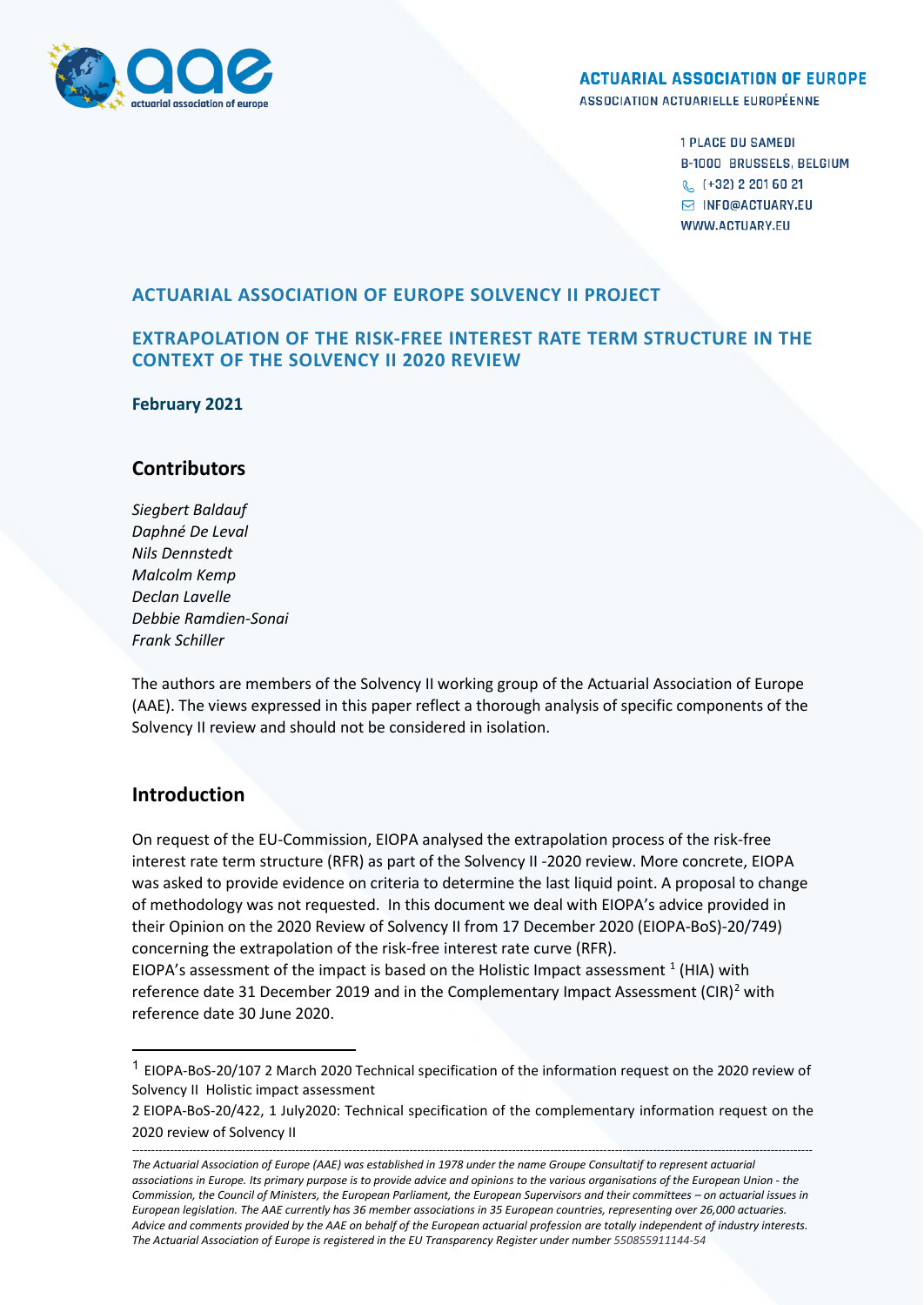**ACTUARIAL ASSOCIATION OF EUROPE**
ASSOCIATION ACTUARIELLE EUROPÉENNE

1 PLACE DU SAMEDI
B-1000 BRUSSELS, BELGIUM
(+32) 2 201 60 21
INFO@ACTUARY.EU
WWW.ACTUARY.EU

## ACTUARIAL ASSOCIATION OF EUROPE SOLVENCY II PROJECT

## EXTRAPOLATION OF THE RISK-FREE INTEREST RATE TERM STRUCTURE IN THE CONTEXT OF THE SOLVENCY II 2020 REVIEW

**February 2021**

## Contributors

*Siegbert Baldauf*
*Daphné De Leval*
*Nils Dennstedt*
*Malcolm Kemp*
*Declan Lavelle*
*Debbie Ramdien-Sonai*
*Frank Schiller*

The authors are members of the Solvency II working group of the Actuarial Association of Europe (AAE). The views expressed in this paper reflect a thorough analysis of specific components of the Solvency II review and should not be considered in isolation.

## Introduction

On request of the EU-Commission, EIOPA analysed the extrapolation process of the risk-free interest rate term structure (RFR) as part of the Solvency II -2020 review. More concrete, EIOPA was asked to provide evidence on criteria to determine the last liquid point. A proposal to change of methodology was not requested. In this document we deal with EIOPA's advice provided in their Opinion on the 2020 Review of Solvency II from 17 December 2020 (EIOPA-BoS)-20/749) concerning the extrapolation of the risk-free interest rate curve (RFR).
EIOPA's assessment of the impact is based on the Holistic Impact assessment [1] (HIA) with reference date 31 December 2019 and in the Complementary Impact Assessment (CIR)[2] with reference date 30 June 2020.

[1] EIOPA-BoS-20/107 2 March 2020 Technical specification of the information request on the 2020 review of Solvency II Holistic impact assessment

2 EIOPA-BoS-20/422, 1 July2020: Technical specification of the complementary information request on the 2020 review of Solvency II

*The Actuarial Association of Europe (AAE) was established in 1978 under the name Groupe Consultatif to represent actuarial associations in Europe. Its primary purpose is to provide advice and opinions to the various organisations of the European Union - the Commission, the Council of Ministers, the European Parliament, the European Supervisors and their committees – on actuarial issues in European legislation. The AAE currently has 36 member associations in 35 European countries, representing over 26,000 actuaries. Advice and comments provided by the AAE on behalf of the European actuarial profession are totally independent of industry interests. The Actuarial Association of Europe is registered in the EU Transparency Register under number 550855911144-54*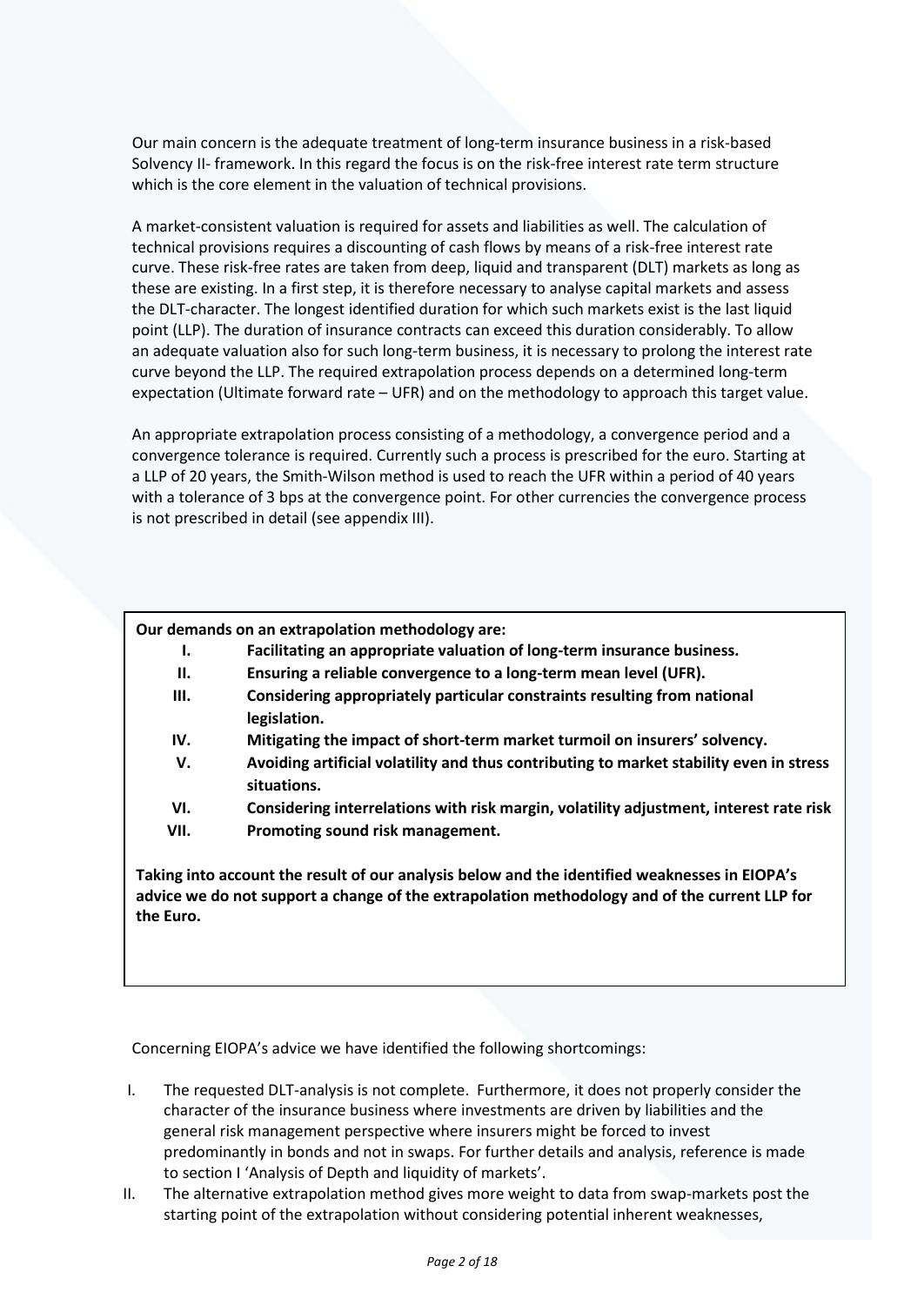Our main concern is the adequate treatment of long-term insurance business in a risk-based Solvency II- framework. In this regard the focus is on the risk-free interest rate term structure which is the core element in the valuation of technical provisions.

A market-consistent valuation is required for assets and liabilities as well. The calculation of technical provisions requires a discounting of cash flows by means of a risk-free interest rate curve. These risk-free rates are taken from deep, liquid and transparent (DLT) markets as long as these are existing. In a first step, it is therefore necessary to analyse capital markets and assess the DLT-character. The longest identified duration for which such markets exist is the last liquid point (LLP). The duration of insurance contracts can exceed this duration considerably. To allow an adequate valuation also for such long-term business, it is necessary to prolong the interest rate curve beyond the LLP. The required extrapolation process depends on a determined long-term expectation (Ultimate forward rate – UFR) and on the methodology to approach this target value.

An appropriate extrapolation process consisting of a methodology, a convergence period and a convergence tolerance is required. Currently such a process is prescribed for the euro. Starting at a LLP of 20 years, the Smith-Wilson method is used to reach the UFR within a period of 40 years with a tolerance of 3 bps at the convergence point. For other currencies the convergence process is not prescribed in detail (see appendix III).

**Our demands on an extrapolation methodology are:**

I. **Facilitating an appropriate valuation of long-term insurance business.**
II. **Ensuring a reliable convergence to a long-term mean level (UFR).**
III. **Considering appropriately particular constraints resulting from national legislation.**
IV. **Mitigating the impact of short-term market turmoil on insurers' solvency.**
V. **Avoiding artificial volatility and thus contributing to market stability even in stress situations.**
VI. **Considering interrelations with risk margin, volatility adjustment, interest rate risk**
VII. **Promoting sound risk management.**

**Taking into account the result of our analysis below and the identified weaknesses in EIOPA's advice we do not support a change of the extrapolation methodology and of the current LLP for the Euro.**

Concerning EIOPA's advice we have identified the following shortcomings:

I. The requested DLT-analysis is not complete. Furthermore, it does not properly consider the character of the insurance business where investments are driven by liabilities and the general risk management perspective where insurers might be forced to invest predominantly in bonds and not in swaps. For further details and analysis, reference is made to section I 'Analysis of Depth and liquidity of markets'.
II. The alternative extrapolation method gives more weight to data from swap-markets post the starting point of the extrapolation without considering potential inherent weaknesses,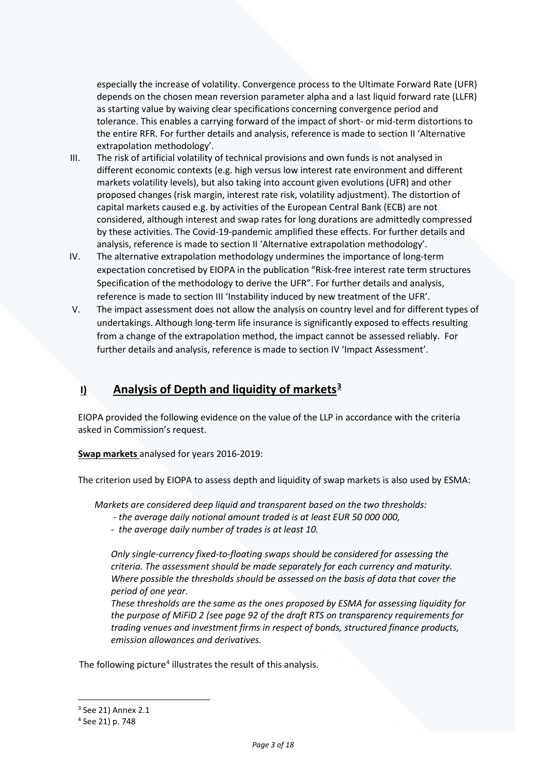especially the increase of volatility. Convergence process to the Ultimate Forward Rate (UFR) depends on the chosen mean reversion parameter alpha and a last liquid forward rate (LLFR) as starting value by waiving clear specifications concerning convergence period and tolerance. This enables a carrying forward of the impact of short- or mid-term distortions to the entire RFR. For further details and analysis, reference is made to section II 'Alternative extrapolation methodology'.

III. The risk of artificial volatility of technical provisions and own funds is not analysed in different economic contexts (e.g. high versus low interest rate environment and different markets volatility levels), but also taking into account given evolutions (UFR) and other proposed changes (risk margin, interest rate risk, volatility adjustment). The distortion of capital markets caused e.g. by activities of the European Central Bank (ECB) are not considered, although interest and swap rates for long durations are admittedly compressed by these activities. The Covid-19-pandemic amplified these effects. For further details and analysis, reference is made to section II 'Alternative extrapolation methodology'.

IV. The alternative extrapolation methodology undermines the importance of long-term expectation concretised by EIOPA in the publication "Risk-free interest rate term structures Specification of the methodology to derive the UFR". For further details and analysis, reference is made to section III 'Instability induced by new treatment of the UFR'.

V. The impact assessment does not allow the analysis on country level and for different types of undertakings. Although long-term life insurance is significantly exposed to effects resulting from a change of the extrapolation method, the impact cannot be assessed reliably. For further details and analysis, reference is made to section IV 'Impact Assessment'.

## I) Analysis of Depth and liquidity of markets[3]

EIOPA provided the following evidence on the value of the LLP in accordance with the criteria asked in Commission's request.

**Swap markets** analysed for years 2016-2019:

The criterion used by EIOPA to assess depth and liquidity of swap markets is also used by ESMA:

*Markets are considered deep liquid and transparent based on the two thresholds:*
*- the average daily notional amount traded is at least EUR 50 000 000,*
*- the average daily number of trades is at least 10.*

*Only single-currency fixed-to-floating swaps should be considered for assessing the criteria. The assessment should be made separately for each currency and maturity. Where possible the thresholds should be assessed on the basis of data that cover the period of one year.*
*These thresholds are the same as the ones proposed by ESMA for assessing liquidity for the purpose of MiFiD 2 (see page 92 of the draft RTS on transparency requirements for trading venues and investment firms in respect of bonds, structured finance products, emission allowances and derivatives.*

The following picture[4] illustrates the result of this analysis.

[3] See 21) Annex 2.1

[4] See 21) p. 748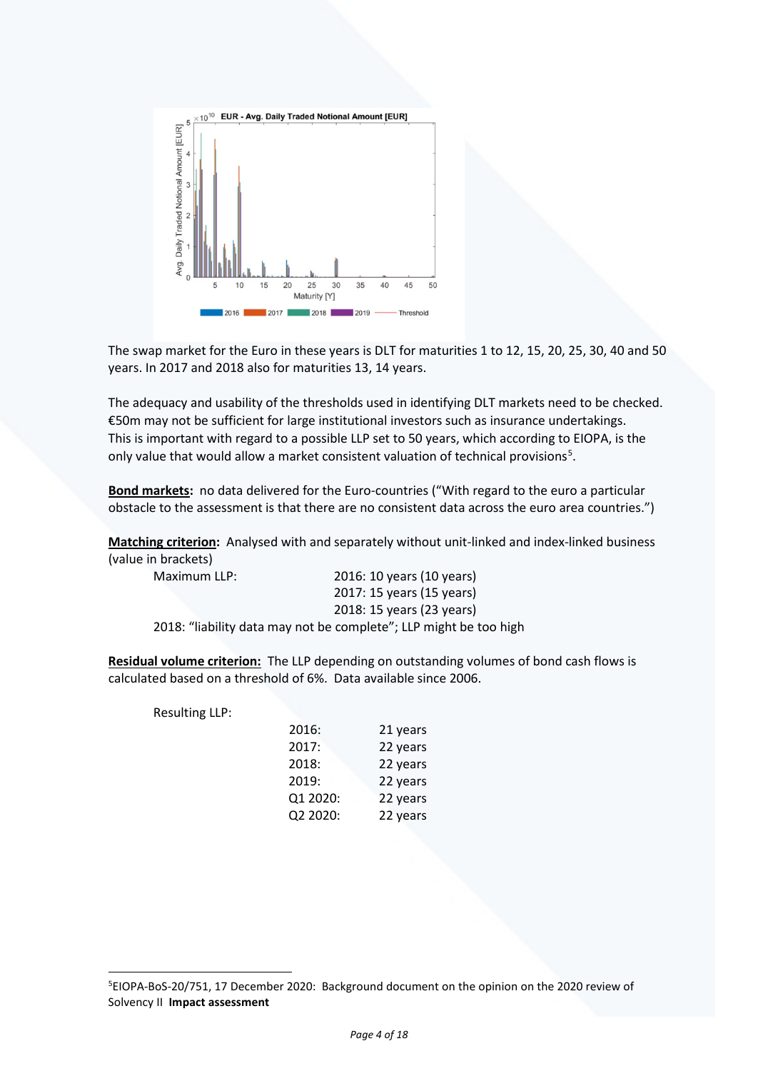The swap market for the Euro in these years is DLT for maturities 1 to 12, 15, 20, 25, 30, 40 and 50 years. In 2017 and 2018 also for maturities 13, 14 years.

The adequacy and usability of the thresholds used in identifying DLT markets need to be checked. €50m may not be sufficient for large institutional investors such as insurance undertakings. This is important with regard to a possible LLP set to 50 years, which according to EIOPA, is the only value that would allow a market consistent valuation of technical provisions[5].

**Bond markets:** no data delivered for the Euro-countries ("With regard to the euro a particular obstacle to the assessment is that there are no consistent data across the euro area countries.")

**Matching criterion:** Analysed with and separately without unit-linked and index-linked business (value in brackets)

Maximum LLP:

- 2016: 10 years (10 years)
- 2017: 15 years (15 years)
- 2018: 15 years (23 years)

2018: "liability data may not be complete"; LLP might be too high

**Residual volume criterion:** The LLP depending on outstanding volumes of bond cash flows is calculated based on a threshold of 6%. Data available since 2006.

Resulting LLP:

| | |
|---|---|
| 2016: | 21 years |
| 2017: | 22 years |
| 2018: | 22 years |
| 2019: | 22 years |
| Q1 2020: | 22 years |
| Q2 2020: | 22 years |

[5] EIOPA-BoS-20/751, 17 December 2020: Background document on the opinion on the 2020 review of Solvency II **Impact assessment**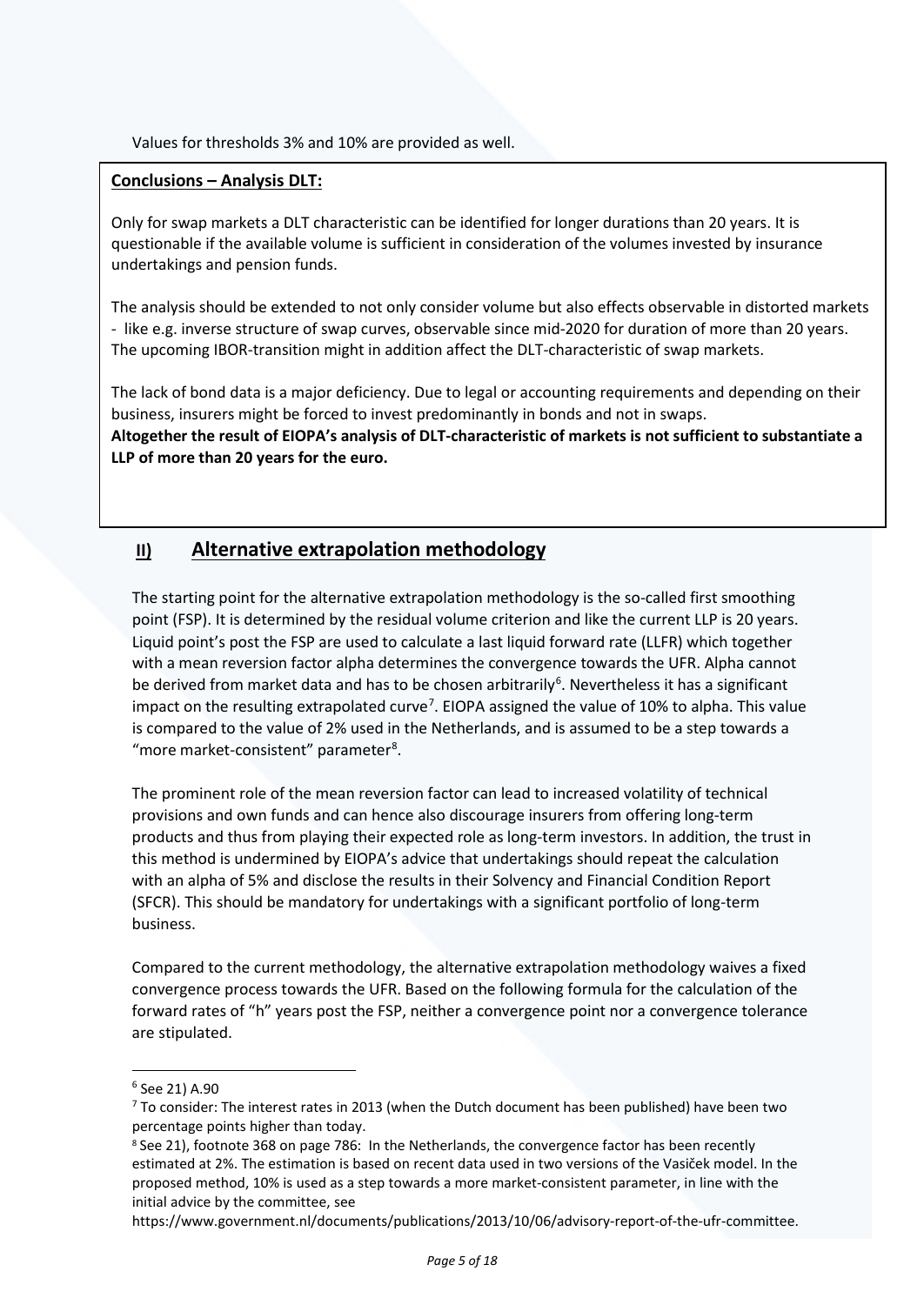Values for thresholds 3% and 10% are provided as well.

**Conclusions – Analysis DLT:**

Only for swap markets a DLT characteristic can be identified for longer durations than 20 years. It is questionable if the available volume is sufficient in consideration of the volumes invested by insurance undertakings and pension funds.

The analysis should be extended to not only consider volume but also effects observable in distorted markets - like e.g. inverse structure of swap curves, observable since mid-2020 for duration of more than 20 years. The upcoming IBOR-transition might in addition affect the DLT-characteristic of swap markets.

The lack of bond data is a major deficiency. Due to legal or accounting requirements and depending on their business, insurers might be forced to invest predominantly in bonds and not in swaps.
**Altogether the result of EIOPA's analysis of DLT-characteristic of markets is not sufficient to substantiate a LLP of more than 20 years for the euro.**

## II) Alternative extrapolation methodology

The starting point for the alternative extrapolation methodology is the so-called first smoothing point (FSP). It is determined by the residual volume criterion and like the current LLP is 20 years. Liquid point's post the FSP are used to calculate a last liquid forward rate (LLFR) which together with a mean reversion factor alpha determines the convergence towards the UFR. Alpha cannot be derived from market data and has to be chosen arbitrarily[6]. Nevertheless it has a significant impact on the resulting extrapolated curve[7]. EIOPA assigned the value of 10% to alpha. This value is compared to the value of 2% used in the Netherlands, and is assumed to be a step towards a "more market-consistent" parameter[8].

The prominent role of the mean reversion factor can lead to increased volatility of technical provisions and own funds and can hence also discourage insurers from offering long-term products and thus from playing their expected role as long-term investors. In addition, the trust in this method is undermined by EIOPA's advice that undertakings should repeat the calculation with an alpha of 5% and disclose the results in their Solvency and Financial Condition Report (SFCR). This should be mandatory for undertakings with a significant portfolio of long-term business.

Compared to the current methodology, the alternative extrapolation methodology waives a fixed convergence process towards the UFR. Based on the following formula for the calculation of the forward rates of "h" years post the FSP, neither a convergence point nor a convergence tolerance are stipulated.

---

[6] See 21) A.90

[7] To consider: The interest rates in 2013 (when the Dutch document has been published) have been two percentage points higher than today.

[8] See 21), footnote 368 on page 786: In the Netherlands, the convergence factor has been recently estimated at 2%. The estimation is based on recent data used in two versions of the Vasiček model. In the proposed method, 10% is used as a step towards a more market-consistent parameter, in line with the initial advice by the committee, see https://www.government.nl/documents/publications/2013/10/06/advisory-report-of-the-ufr-committee.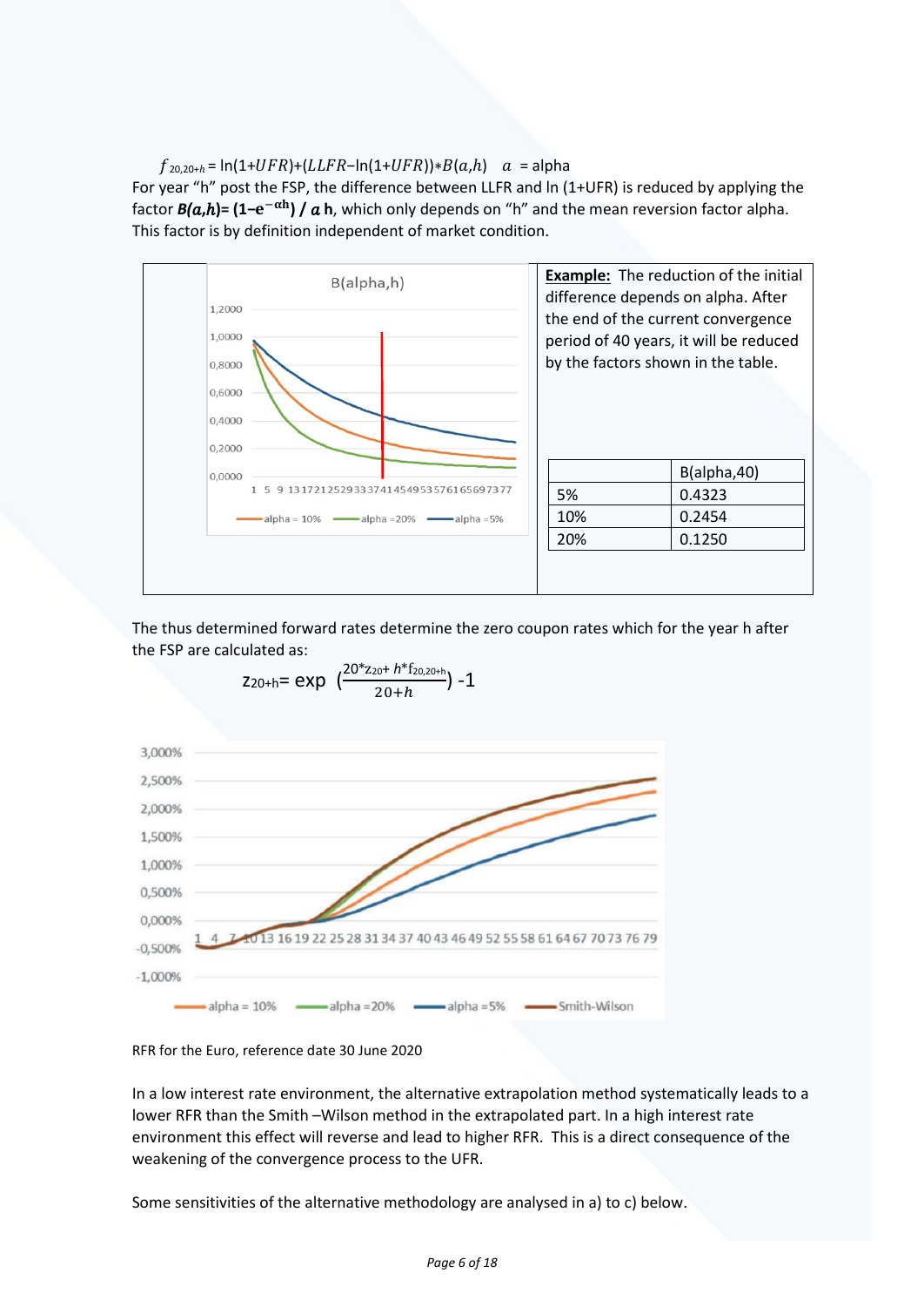$$f_{20,20+h} = \ln(1+UFR)+(LLFR-\ln(1+UFR))*B(a,h) \quad a = \text{alpha}$$

For year "h" post the FSP, the difference between LLFR and ln (1+UFR) is reduced by applying the factor ***B(a,h)*= (1−e**$^{-\alpha h}$**) / *a* h**, which only depends on "h" and the mean reversion factor alpha. This factor is by definition independent of market condition.

**Example:** The reduction of the initial difference depends on alpha. After the end of the current convergence period of 40 years, it will be reduced by the factors shown in the table.

| | B(alpha,40) |
|---|---|
| 5% | 0.4323 |
| 10% | 0.2454 |
| 20% | 0.1250 |

The thus determined forward rates determine the zero coupon rates which for the year h after the FSP are calculated as:

$$z_{20+h} = \exp\left(\frac{20*z_{20} + h*f_{20,20+h}}{20+h}\right) - 1$$

RFR for the Euro, reference date 30 June 2020

In a low interest rate environment, the alternative extrapolation method systematically leads to a lower RFR than the Smith –Wilson method in the extrapolated part. In a high interest rate environment this effect will reverse and lead to higher RFR. This is a direct consequence of the weakening of the convergence process to the UFR.

Some sensitivities of the alternative methodology are analysed in a) to c) below.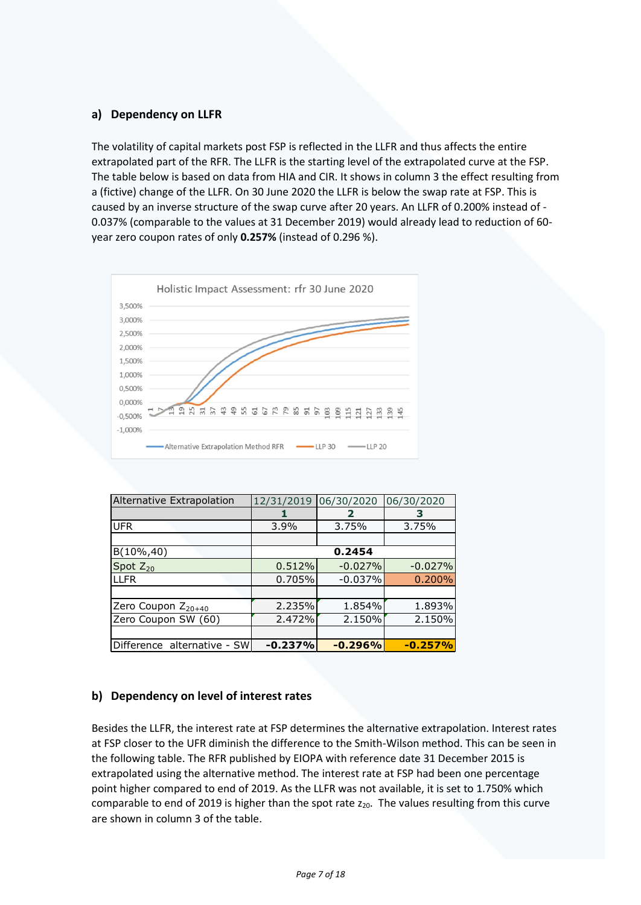## a) Dependency on LLFR

The volatility of capital markets post FSP is reflected in the LLFR and thus affects the entire extrapolated part of the RFR. The LLFR is the starting level of the extrapolated curve at the FSP. The table below is based on data from HIA and CIR. It shows in column 3 the effect resulting from a (fictive) change of the LLFR. On 30 June 2020 the LLFR is below the swap rate at FSP. This is caused by an inverse structure of the swap curve after 20 years. An LLFR of 0.200% instead of -0.037% (comparable to the values at 31 December 2019) would already lead to reduction of 60-year zero coupon rates of only **0.257%** (instead of 0.296 %).

| Alternative Extrapolation | 12/31/2019 | 06/30/2020 | 06/30/2020 |
|---|---|---|---|
| | **1** | **2** | **3** |
| UFR | 3.9% | 3.75% | 3.75% |
| | | | |
| B(10%,40) | | **0.2454** | |
| Spot $Z_{20}$ | 0.512% | -0.027% | -0.027% |
| LLFR | 0.705% | -0.037% | 0.200% |
| | | | |
| Zero Coupon $Z_{20+40}$ | 2.235% | 1.854% | 1.893% |
| Zero Coupon SW (60) | 2.472% | 2.150% | 2.150% |
| | | | |
| Difference alternative - SW | **-0.237%** | **-0.296%** | **-0.257%** |

## b) Dependency on level of interest rates

Besides the LLFR, the interest rate at FSP determines the alternative extrapolation. Interest rates at FSP closer to the UFR diminish the difference to the Smith-Wilson method. This can be seen in the following table. The RFR published by EIOPA with reference date 31 December 2015 is extrapolated using the alternative method. The interest rate at FSP had been one percentage point higher compared to end of 2019. As the LLFR was not available, it is set to 1.750% which comparable to end of 2019 is higher than the spot rate $z_{20}$. The values resulting from this curve are shown in column 3 of the table.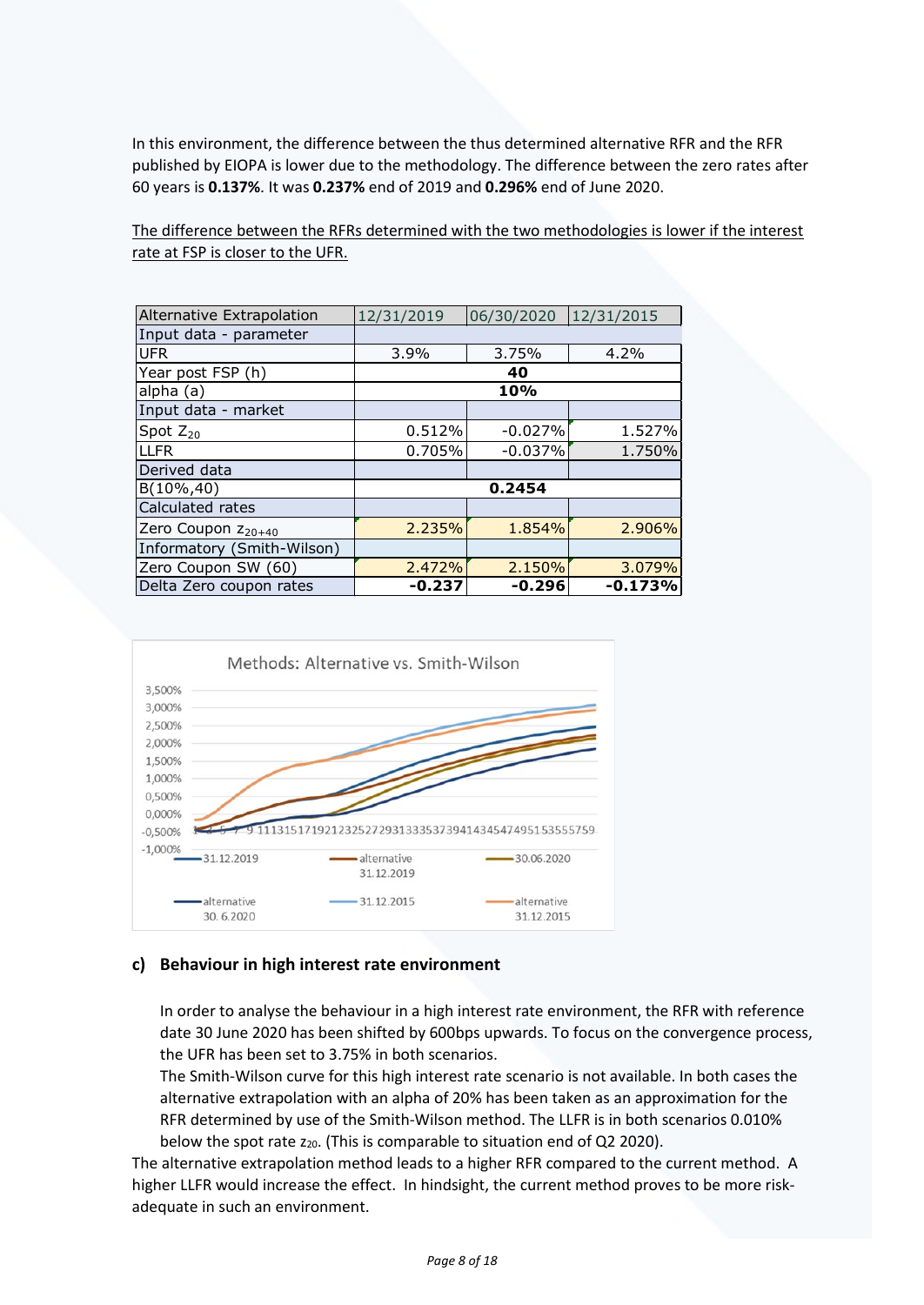In this environment, the difference between the thus determined alternative RFR and the RFR published by EIOPA is lower due to the methodology. The difference between the zero rates after 60 years is **0.137%**. It was **0.237%** end of 2019 and **0.296%** end of June 2020.

The difference between the RFRs determined with the two methodologies is lower if the interest rate at FSP is closer to the UFR.

| Alternative Extrapolation | 12/31/2019 | 06/30/2020 | 12/31/2015 |
|---|---|---|---|
| Input data - parameter | | | |
| UFR | 3.9% | 3.75% | 4.2% |
| Year post FSP (h) | | **40** | |
| alpha (a) | | **10%** | |
| Input data - market | | | |
| Spot $Z_{20}$ | 0.512% | -0.027% | 1.527% |
| LLFR | 0.705% | -0.037% | 1.750% |
| Derived data | | | |
| B(10%,40) | | **0.2454** | |
| Calculated rates | | | |
| Zero Coupon $z_{20+40}$ | 2.235% | 1.854% | 2.906% |
| Informatory (Smith-Wilson) | | | |
| Zero Coupon SW (60) | 2.472% | 2.150% | 3.079% |
| Delta Zero coupon rates | **-0.237** | **-0.296** | **-0.173%** |

## c) Behaviour in high interest rate environment

In order to analyse the behaviour in a high interest rate environment, the RFR with reference date 30 June 2020 has been shifted by 600bps upwards. To focus on the convergence process, the UFR has been set to 3.75% in both scenarios.

The Smith-Wilson curve for this high interest rate scenario is not available. In both cases the alternative extrapolation with an alpha of 20% has been taken as an approximation for the RFR determined by use of the Smith-Wilson method. The LLFR is in both scenarios 0.010% below the spot rate $z_{20}$. (This is comparable to situation end of Q2 2020).

The alternative extrapolation method leads to a higher RFR compared to the current method. A higher LLFR would increase the effect. In hindsight, the current method proves to be more risk-adequate in such an environment.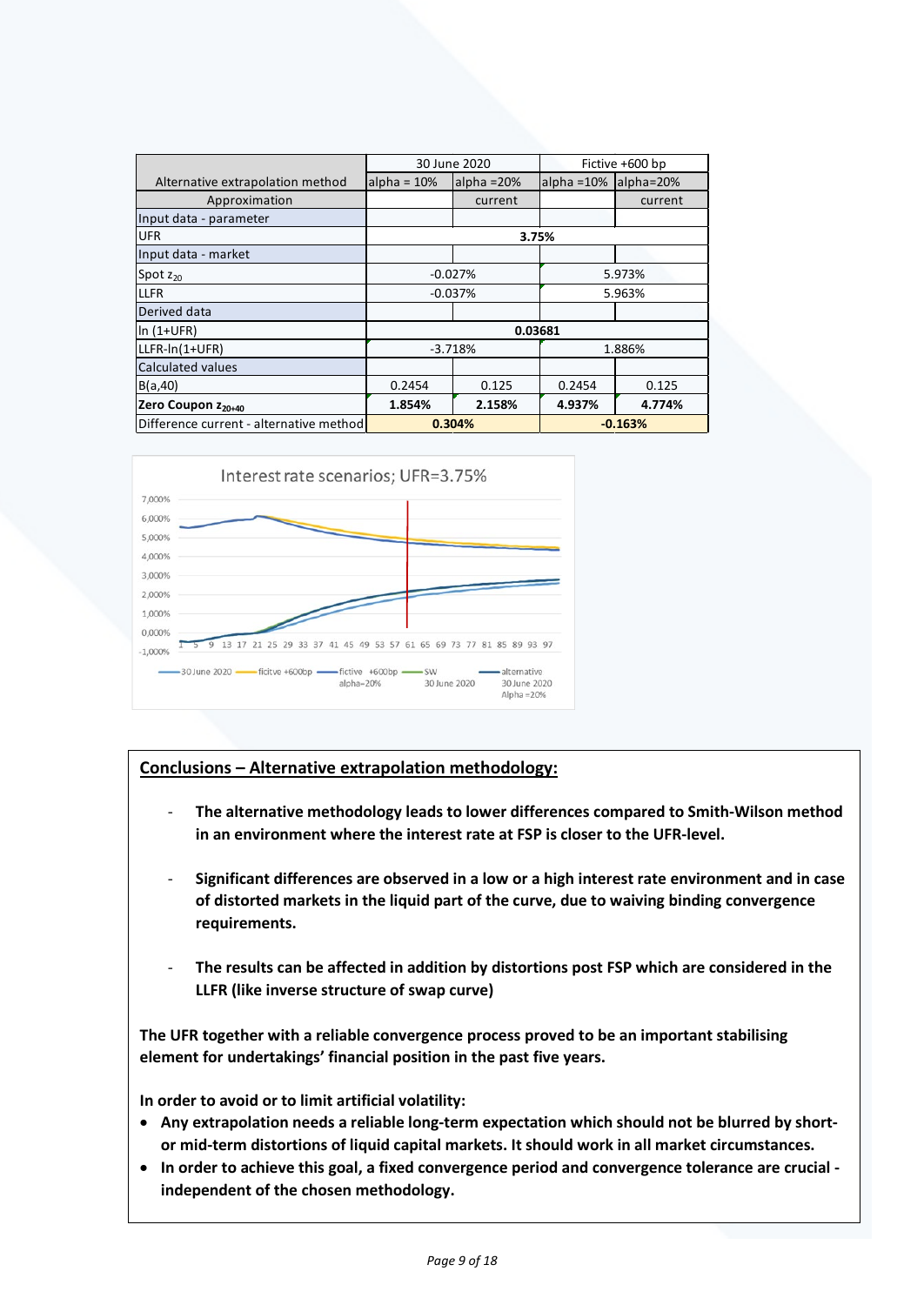| Alternative extrapolation method | 30 June 2020 | | Fictive +600 bp | |
|---|---|---|---|---|
| | alpha = 10% | alpha =20% | alpha =10% | alpha=20% |
| Approximation | | current | | current |
| Input data - parameter | | | | |
| UFR | 3.75% | | | |
| Input data - market | | | | |
| Spot $z_{20}$ | -0.027% | | 5.973% | |
| LLFR | -0.037% | | 5.963% | |
| Derived data | | | | |
| ln (1+UFR) | 0.03681 | | | |
| LLFR-ln(1+UFR) | -3.718% | | 1.886% | |
| Calculated values | | | | |
| B(a,40) | 0.2454 | 0.125 | 0.2454 | 0.125 |
| **Zero Coupon $z_{20+40}$** | **1.854%** | **2.158%** | **4.937%** | **4.774%** |
| Difference current - alternative method | **0.304%** | | **-0.163%** | |

Interest rate scenarios; UFR=3.75%

Legend: 30 June 2020; ficitve +600bp; fictive +600bp alpha=20%; SW 30 June 2020; alternative 30 June 2020 Alpha =20%

**Conclusions – Alternative extrapolation methodology:**

- **The alternative methodology leads to lower differences compared to Smith-Wilson method in an environment where the interest rate at FSP is closer to the UFR-level.**
- **Significant differences are observed in a low or a high interest rate environment and in case of distorted markets in the liquid part of the curve, due to waiving binding convergence requirements.**
- **The results can be affected in addition by distortions post FSP which are considered in the LLFR (like inverse structure of swap curve)**

**The UFR together with a reliable convergence process proved to be an important stabilising element for undertakings' financial position in the past five years.**

**In order to avoid or to limit artificial volatility:**

- **Any extrapolation needs a reliable long-term expectation which should not be blurred by short- or mid-term distortions of liquid capital markets. It should work in all market circumstances.**
- **In order to achieve this goal, a fixed convergence period and convergence tolerance are crucial - independent of the chosen methodology.**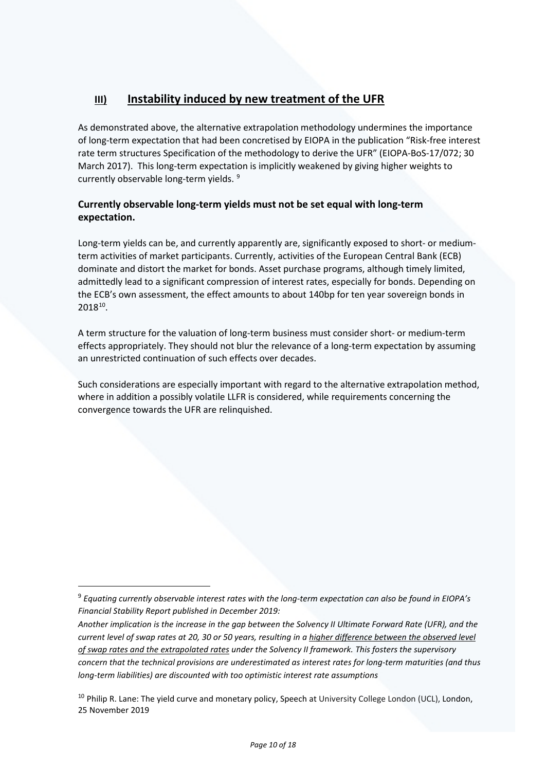## III) Instability induced by new treatment of the UFR

As demonstrated above, the alternative extrapolation methodology undermines the importance of long-term expectation that had been concretised by EIOPA in the publication "Risk-free interest rate term structures Specification of the methodology to derive the UFR" (EIOPA-BoS-17/072; 30 March 2017). This long-term expectation is implicitly weakened by giving higher weights to currently observable long-term yields. [9]

### Currently observable long-term yields must not be set equal with long-term expectation.

Long-term yields can be, and currently apparently are, significantly exposed to short- or medium-term activities of market participants. Currently, activities of the European Central Bank (ECB) dominate and distort the market for bonds. Asset purchase programs, although timely limited, admittedly lead to a significant compression of interest rates, especially for bonds. Depending on the ECB's own assessment, the effect amounts to about 140bp for ten year sovereign bonds in 2018[10].

A term structure for the valuation of long-term business must consider short- or medium-term effects appropriately. They should not blur the relevance of a long-term expectation by assuming an unrestricted continuation of such effects over decades.

Such considerations are especially important with regard to the alternative extrapolation method, where in addition a possibly volatile LLFR is considered, while requirements concerning the convergence towards the UFR are relinquished.

---

[9] *Equating currently observable interest rates with the long-term expectation can also be found in EIOPA's Financial Stability Report published in December 2019:*

*Another implication is the increase in the gap between the Solvency II Ultimate Forward Rate (UFR), and the current level of swap rates at 20, 30 or 50 years, resulting in a higher difference between the observed level of swap rates and the extrapolated rates under the Solvency II framework. This fosters the supervisory concern that the technical provisions are underestimated as interest rates for long-term maturities (and thus long-term liabilities) are discounted with too optimistic interest rate assumptions*

[10] Philip R. Lane: The yield curve and monetary policy, Speech at University College London (UCL), London, 25 November 2019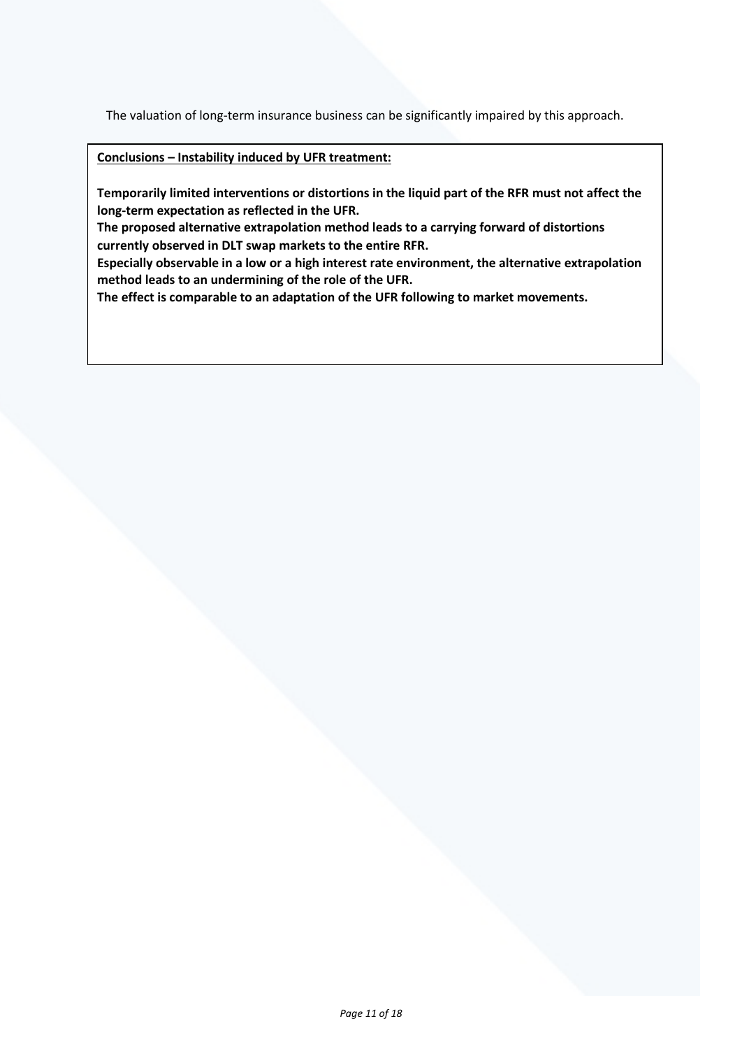The valuation of long-term insurance business can be significantly impaired by this approach.

**Conclusions – Instability induced by UFR treatment:**

**Temporarily limited interventions or distortions in the liquid part of the RFR must not affect the long-term expectation as reflected in the UFR.**
**The proposed alternative extrapolation method leads to a carrying forward of distortions currently observed in DLT swap markets to the entire RFR.**
**Especially observable in a low or a high interest rate environment, the alternative extrapolation method leads to an undermining of the role of the UFR.**
**The effect is comparable to an adaptation of the UFR following to market movements.**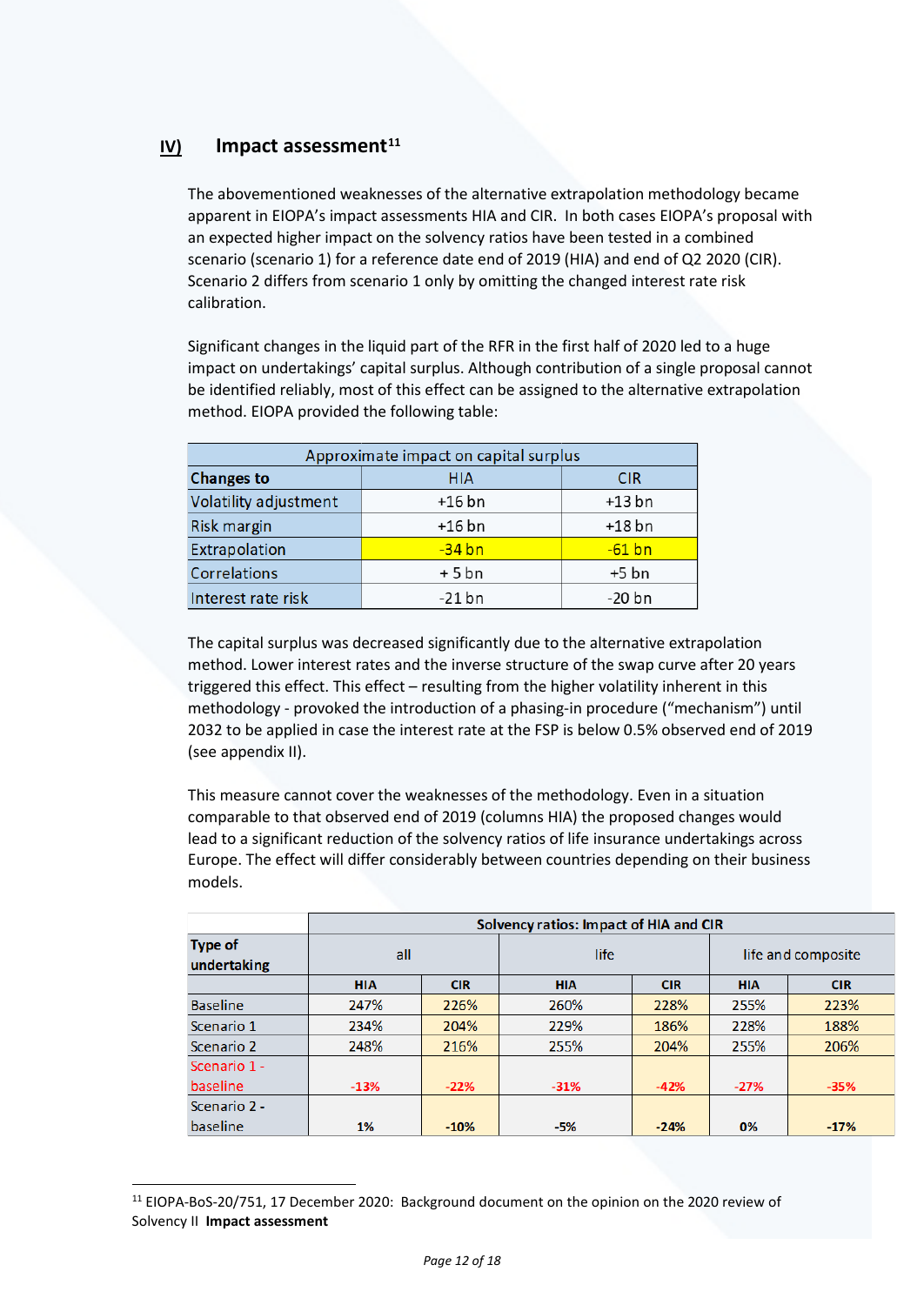## IV) Impact assessment[11]

The abovementioned weaknesses of the alternative extrapolation methodology became apparent in EIOPA's impact assessments HIA and CIR. In both cases EIOPA's proposal with an expected higher impact on the solvency ratios have been tested in a combined scenario (scenario 1) for a reference date end of 2019 (HIA) and end of Q2 2020 (CIR). Scenario 2 differs from scenario 1 only by omitting the changed interest rate risk calibration.

Significant changes in the liquid part of the RFR in the first half of 2020 led to a huge impact on undertakings' capital surplus. Although contribution of a single proposal cannot be identified reliably, most of this effect can be assigned to the alternative extrapolation method. EIOPA provided the following table:

| Approximate impact on capital surplus | | |
|---|---|---|
| **Changes to** | HIA | CIR |
| Volatility adjustment | +16 bn | +13 bn |
| Risk margin | +16 bn | +18 bn |
| Extrapolation | -34 bn | -61 bn |
| Correlations | + 5 bn | +5 bn |
| Interest rate risk | -21 bn | -20 bn |

The capital surplus was decreased significantly due to the alternative extrapolation method. Lower interest rates and the inverse structure of the swap curve after 20 years triggered this effect. This effect – resulting from the higher volatility inherent in this methodology - provoked the introduction of a phasing-in procedure ("mechanism") until 2032 to be applied in case the interest rate at the FSP is below 0.5% observed end of 2019 (see appendix II).

This measure cannot cover the weaknesses of the methodology. Even in a situation comparable to that observed end of 2019 (columns HIA) the proposed changes would lead to a significant reduction of the solvency ratios of life insurance undertakings across Europe. The effect will differ considerably between countries depending on their business models.

| | Solvency ratios: Impact of HIA and CIR | | | | | |
|---|---|---|---|---|---|---|
| **Type of undertaking** | all | | life | | life and composite | |
| | **HIA** | **CIR** | **HIA** | **CIR** | **HIA** | **CIR** |
| Baseline | 247% | 226% | 260% | 228% | 255% | 223% |
| Scenario 1 | 234% | 204% | 229% | 186% | 228% | 188% |
| Scenario 2 | 248% | 216% | 255% | 204% | 255% | 206% |
| Scenario 1 - baseline | **-13%** | **-22%** | **-31%** | **-42%** | **-27%** | **-35%** |
| Scenario 2 - baseline | **1%** | **-10%** | **-5%** | **-24%** | **0%** | **-17%** |

[11] EIOPA-BoS-20/751, 17 December 2020: Background document on the opinion on the 2020 review of Solvency II **Impact assessment**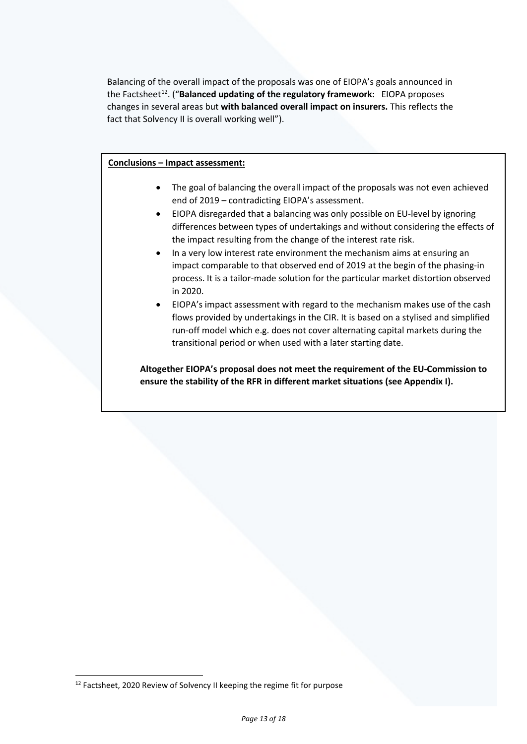Balancing of the overall impact of the proposals was one of EIOPA's goals announced in the Factsheet[12]. ("**Balanced updating of the regulatory framework:** EIOPA proposes changes in several areas but **with balanced overall impact on insurers.** This reflects the fact that Solvency II is overall working well").

**Conclusions – Impact assessment:**

- The goal of balancing the overall impact of the proposals was not even achieved end of 2019 – contradicting EIOPA's assessment.
- EIOPA disregarded that a balancing was only possible on EU-level by ignoring differences between types of undertakings and without considering the effects of the impact resulting from the change of the interest rate risk.
- In a very low interest rate environment the mechanism aims at ensuring an impact comparable to that observed end of 2019 at the begin of the phasing-in process. It is a tailor-made solution for the particular market distortion observed in 2020.
- EIOPA's impact assessment with regard to the mechanism makes use of the cash flows provided by undertakings in the CIR. It is based on a stylised and simplified run-off model which e.g. does not cover alternating capital markets during the transitional period or when used with a later starting date.

**Altogether EIOPA's proposal does not meet the requirement of the EU-Commission to ensure the stability of the RFR in different market situations (see Appendix I).**

[12] Factsheet, 2020 Review of Solvency II keeping the regime fit for purpose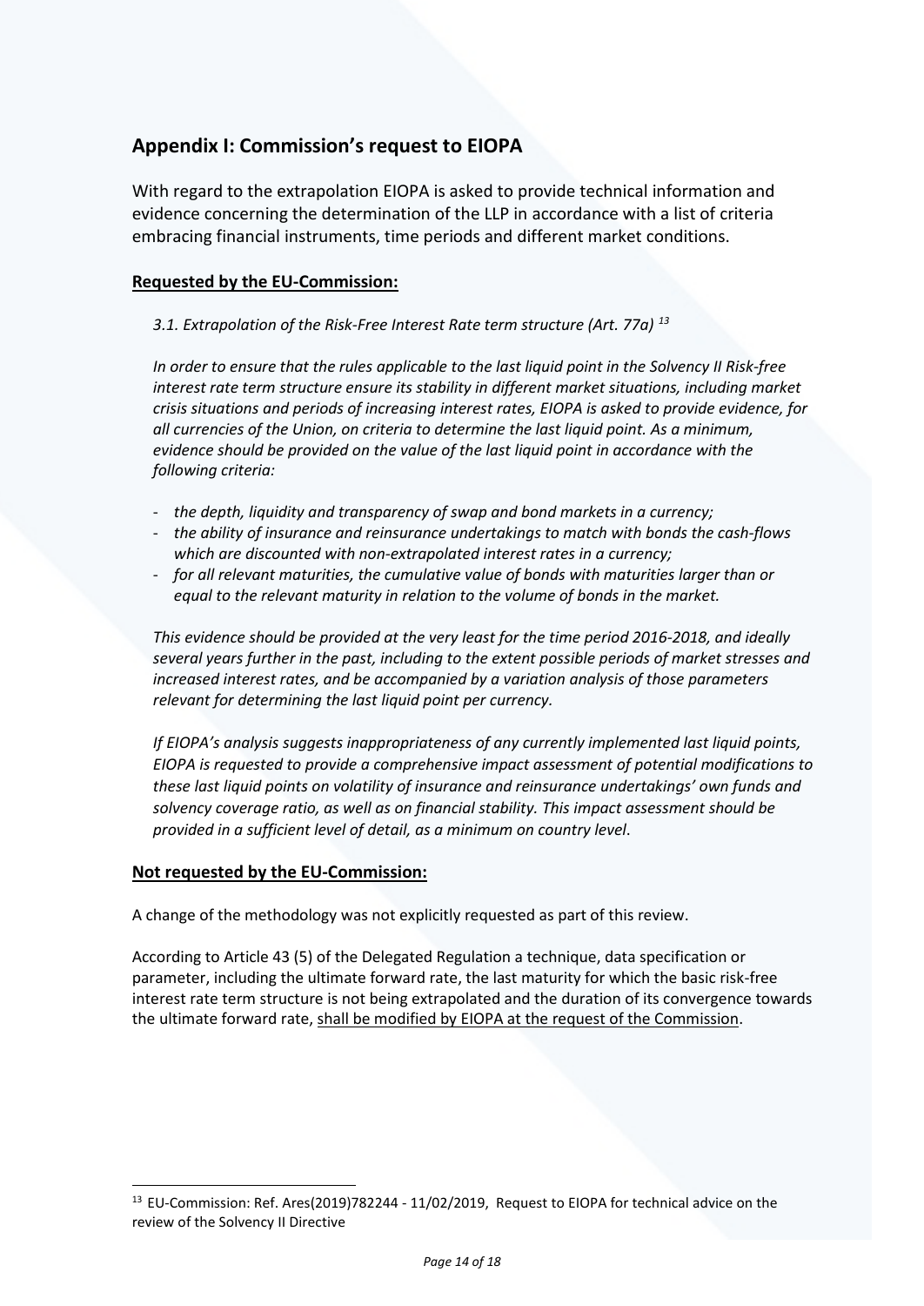## Appendix I: Commission's request to EIOPA

With regard to the extrapolation EIOPA is asked to provide technical information and evidence concerning the determination of the LLP in accordance with a list of criteria embracing financial instruments, time periods and different market conditions.

**Requested by the EU-Commission:**

*3.1. Extrapolation of the Risk-Free Interest Rate term structure (Art. 77a)* [13]

*In order to ensure that the rules applicable to the last liquid point in the Solvency II Risk-free interest rate term structure ensure its stability in different market situations, including market crisis situations and periods of increasing interest rates, EIOPA is asked to provide evidence, for all currencies of the Union, on criteria to determine the last liquid point. As a minimum, evidence should be provided on the value of the last liquid point in accordance with the following criteria:*

- *the depth, liquidity and transparency of swap and bond markets in a currency;*
- *the ability of insurance and reinsurance undertakings to match with bonds the cash-flows which are discounted with non-extrapolated interest rates in a currency;*
- *for all relevant maturities, the cumulative value of bonds with maturities larger than or equal to the relevant maturity in relation to the volume of bonds in the market.*

*This evidence should be provided at the very least for the time period 2016-2018, and ideally several years further in the past, including to the extent possible periods of market stresses and increased interest rates, and be accompanied by a variation analysis of those parameters relevant for determining the last liquid point per currency.*

*If EIOPA's analysis suggests inappropriateness of any currently implemented last liquid points, EIOPA is requested to provide a comprehensive impact assessment of potential modifications to these last liquid points on volatility of insurance and reinsurance undertakings' own funds and solvency coverage ratio, as well as on financial stability. This impact assessment should be provided in a sufficient level of detail, as a minimum on country level.*

**Not requested by the EU-Commission:**

A change of the methodology was not explicitly requested as part of this review.

According to Article 43 (5) of the Delegated Regulation a technique, data specification or parameter, including the ultimate forward rate, the last maturity for which the basic risk-free interest rate term structure is not being extrapolated and the duration of its convergence towards the ultimate forward rate, shall be modified by EIOPA at the request of the Commission.

---

[13] EU-Commission: Ref. Ares(2019)782244 - 11/02/2019, Request to EIOPA for technical advice on the review of the Solvency II Directive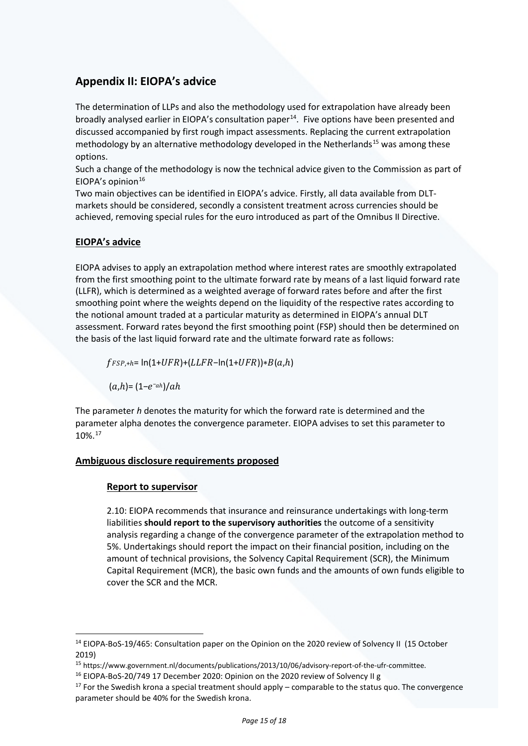## Appendix II: EIOPA's advice

The determination of LLPs and also the methodology used for extrapolation have already been broadly analysed earlier in EIOPA's consultation paper[14]. Five options have been presented and discussed accompanied by first rough impact assessments. Replacing the current extrapolation methodology by an alternative methodology developed in the Netherlands[15] was among these options.

Such a change of the methodology is now the technical advice given to the Commission as part of EIOPA's opinion[16]

Two main objectives can be identified in EIOPA's advice. Firstly, all data available from DLT-markets should be considered, secondly a consistent treatment across currencies should be achieved, removing special rules for the euro introduced as part of the Omnibus II Directive.

### EIOPA's advice

EIOPA advises to apply an extrapolation method where interest rates are smoothly extrapolated from the first smoothing point to the ultimate forward rate by means of a last liquid forward rate (LLFR), which is determined as a weighted average of forward rates before and after the first smoothing point where the weights depend on the liquidity of the respective rates according to the notional amount traded at a particular maturity as determined in EIOPA's annual DLT assessment. Forward rates beyond the first smoothing point (FSP) should then be determined on the basis of the last liquid forward rate and the ultimate forward rate as follows:

$$f_{FSP,+h} = \ln(1+UFR) + (LLFR - \ln(1+UFR)) * B(a,h)$$

$$(a,h) = (1-e^{-ah})/ah$$

The parameter *h* denotes the maturity for which the forward rate is determined and the parameter alpha denotes the convergence parameter. EIOPA advises to set this parameter to 10%.[17]

### Ambiguous disclosure requirements proposed

#### Report to supervisor

2.10: EIOPA recommends that insurance and reinsurance undertakings with long-term liabilities **should report to the supervisory authorities** the outcome of a sensitivity analysis regarding a change of the convergence parameter of the extrapolation method to 5%. Undertakings should report the impact on their financial position, including on the amount of technical provisions, the Solvency Capital Requirement (SCR), the Minimum Capital Requirement (MCR), the basic own funds and the amounts of own funds eligible to cover the SCR and the MCR.

---

[14] EIOPA-BoS-19/465: Consultation paper on the Opinion on the 2020 review of Solvency II (15 October 2019)

[15] https://www.government.nl/documents/publications/2013/10/06/advisory-report-of-the-ufr-committee.

[16] EIOPA-BoS-20/749 17 December 2020: Opinion on the 2020 review of Solvency II g

[17] For the Swedish krona a special treatment should apply – comparable to the status quo. The convergence parameter should be 40% for the Swedish krona.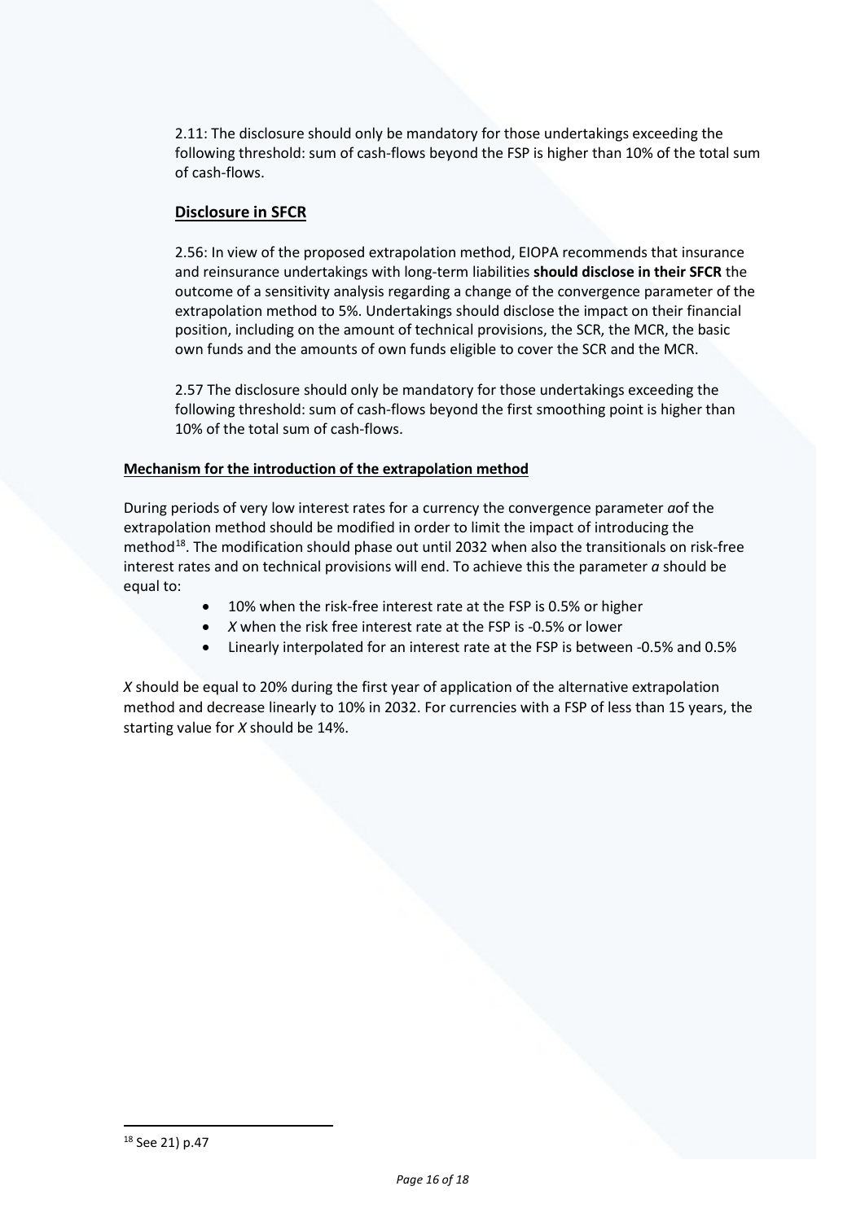2.11: The disclosure should only be mandatory for those undertakings exceeding the following threshold: sum of cash-flows beyond the FSP is higher than 10% of the total sum of cash-flows.

**Disclosure in SFCR**

2.56: In view of the proposed extrapolation method, EIOPA recommends that insurance and reinsurance undertakings with long-term liabilities **should disclose in their SFCR** the outcome of a sensitivity analysis regarding a change of the convergence parameter of the extrapolation method to 5%. Undertakings should disclose the impact on their financial position, including on the amount of technical provisions, the SCR, the MCR, the basic own funds and the amounts of own funds eligible to cover the SCR and the MCR.

2.57 The disclosure should only be mandatory for those undertakings exceeding the following threshold: sum of cash-flows beyond the first smoothing point is higher than 10% of the total sum of cash-flows.

**Mechanism for the introduction of the extrapolation method**

During periods of very low interest rates for a currency the convergence parameter *a*of the extrapolation method should be modified in order to limit the impact of introducing the method[18]. The modification should phase out until 2032 when also the transitionals on risk-free interest rates and on technical provisions will end. To achieve this the parameter *a* should be equal to:

- 10% when the risk-free interest rate at the FSP is 0.5% or higher
- *X* when the risk free interest rate at the FSP is -0.5% or lower
- Linearly interpolated for an interest rate at the FSP is between -0.5% and 0.5%

*X* should be equal to 20% during the first year of application of the alternative extrapolation method and decrease linearly to 10% in 2032. For currencies with a FSP of less than 15 years, the starting value for *X* should be 14%.

[18] See 21) p.47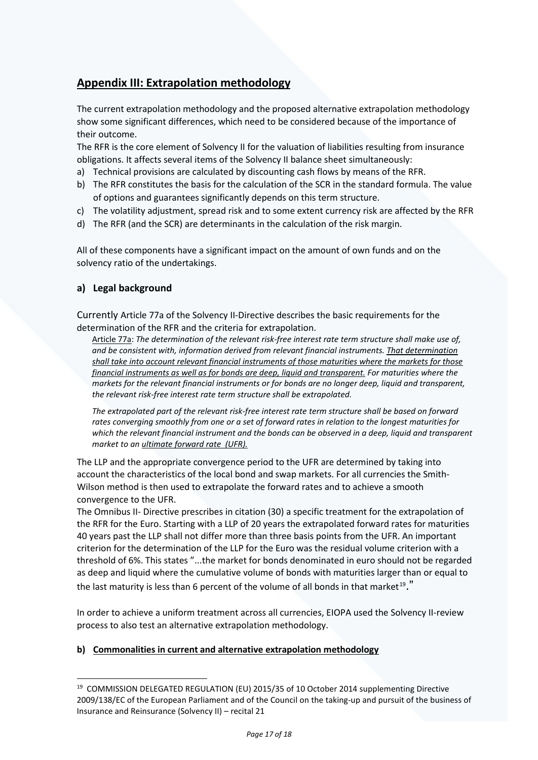## Appendix III: Extrapolation methodology

The current extrapolation methodology and the proposed alternative extrapolation methodology show some significant differences, which need to be considered because of the importance of their outcome.

The RFR is the core element of Solvency II for the valuation of liabilities resulting from insurance obligations. It affects several items of the Solvency II balance sheet simultaneously:

a) Technical provisions are calculated by discounting cash flows by means of the RFR.
b) The RFR constitutes the basis for the calculation of the SCR in the standard formula. The value of options and guarantees significantly depends on this term structure.
c) The volatility adjustment, spread risk and to some extent currency risk are affected by the RFR
d) The RFR (and the SCR) are determinants in the calculation of the risk margin.

All of these components have a significant impact on the amount of own funds and on the solvency ratio of the undertakings.

### a) Legal background

Currently Article 77a of the Solvency II-Directive describes the basic requirements for the determination of the RFR and the criteria for extrapolation.

> Article 77a: *The determination of the relevant risk-free interest rate term structure shall make use of, and be consistent with, information derived from relevant financial instruments. That determination shall take into account relevant financial instruments of those maturities where the markets for those financial instruments as well as for bonds are deep, liquid and transparent. For maturities where the markets for the relevant financial instruments or for bonds are no longer deep, liquid and transparent, the relevant risk-free interest rate term structure shall be extrapolated.*
>
> *The extrapolated part of the relevant risk-free interest rate term structure shall be based on forward rates converging smoothly from one or a set of forward rates in relation to the longest maturities for which the relevant financial instrument and the bonds can be observed in a deep, liquid and transparent market to an ultimate forward rate (UFR).*

The LLP and the appropriate convergence period to the UFR are determined by taking into account the characteristics of the local bond and swap markets. For all currencies the Smith-Wilson method is then used to extrapolate the forward rates and to achieve a smooth convergence to the UFR.

The Omnibus II- Directive prescribes in citation (30) a specific treatment for the extrapolation of the RFR for the Euro. Starting with a LLP of 20 years the extrapolated forward rates for maturities 40 years past the LLP shall not differ more than three basis points from the UFR. An important criterion for the determination of the LLP for the Euro was the residual volume criterion with a threshold of 6%. This states "...the market for bonds denominated in euro should not be regarded as deep and liquid where the cumulative volume of bonds with maturities larger than or equal to the last maturity is less than 6 percent of the volume of all bonds in that market[19]."

In order to achieve a uniform treatment across all currencies, EIOPA used the Solvency II-review process to also test an alternative extrapolation methodology.

### b) Commonalities in current and alternative extrapolation methodology

[19] COMMISSION DELEGATED REGULATION (EU) 2015/35 of 10 October 2014 supplementing Directive 2009/138/EC of the European Parliament and of the Council on the taking-up and pursuit of the business of Insurance and Reinsurance (Solvency II) – recital 21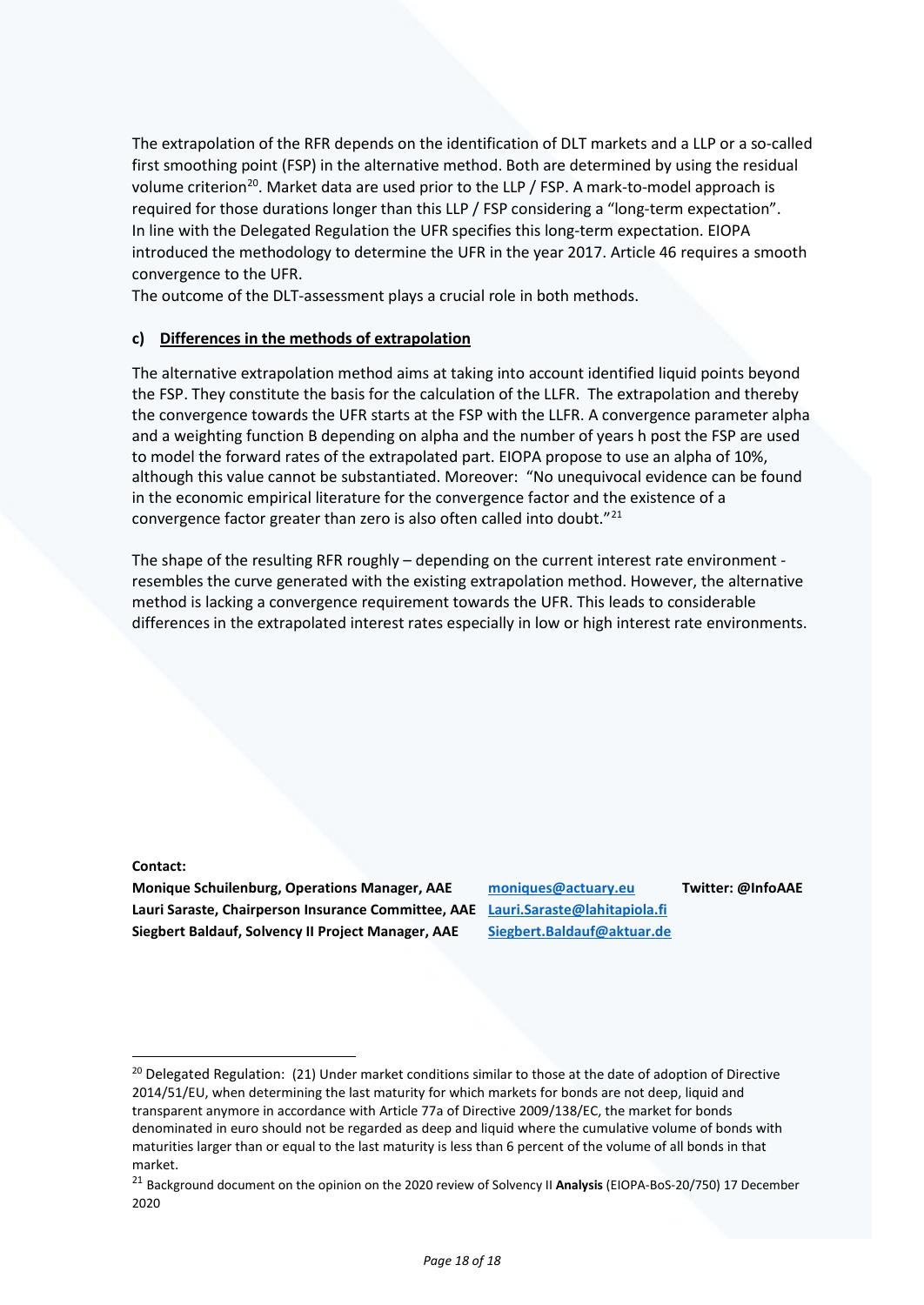The extrapolation of the RFR depends on the identification of DLT markets and a LLP or a so-called first smoothing point (FSP) in the alternative method. Both are determined by using the residual volume criterion[20]. Market data are used prior to the LLP / FSP. A mark-to-model approach is required for those durations longer than this LLP / FSP considering a "long-term expectation". In line with the Delegated Regulation the UFR specifies this long-term expectation. EIOPA introduced the methodology to determine the UFR in the year 2017. Article 46 requires a smooth convergence to the UFR.
The outcome of the DLT-assessment plays a crucial role in both methods.

### c) Differences in the methods of extrapolation

The alternative extrapolation method aims at taking into account identified liquid points beyond the FSP. They constitute the basis for the calculation of the LLFR. The extrapolation and thereby the convergence towards the UFR starts at the FSP with the LLFR. A convergence parameter alpha and a weighting function B depending on alpha and the number of years h post the FSP are used to model the forward rates of the extrapolated part. EIOPA propose to use an alpha of 10%, although this value cannot be substantiated. Moreover: "No unequivocal evidence can be found in the economic empirical literature for the convergence factor and the existence of a convergence factor greater than zero is also often called into doubt."[21]

The shape of the resulting RFR roughly – depending on the current interest rate environment - resembles the curve generated with the existing extrapolation method. However, the alternative method is lacking a convergence requirement towards the UFR. This leads to considerable differences in the extrapolated interest rates especially in low or high interest rate environments.

**Contact:**

| | | |
|---|---|---|
| **Monique Schuilenburg, Operations Manager, AAE** | moniques@actuary.eu | **Twitter: @InfoAAE** |
| **Lauri Saraste, Chairperson Insurance Committee, AAE** | Lauri.Saraste@lahitapiola.fi | |
| **Siegbert Baldauf, Solvency II Project Manager, AAE** | Siegbert.Baldauf@aktuar.de | |

[20] Delegated Regulation: (21) Under market conditions similar to those at the date of adoption of Directive 2014/51/EU, when determining the last maturity for which markets for bonds are not deep, liquid and transparent anymore in accordance with Article 77a of Directive 2009/138/EC, the market for bonds denominated in euro should not be regarded as deep and liquid where the cumulative volume of bonds with maturities larger than or equal to the last maturity is less than 6 percent of the volume of all bonds in that market.

[21] Background document on the opinion on the 2020 review of Solvency II **Analysis** (EIOPA-BoS-20/750) 17 December 2020